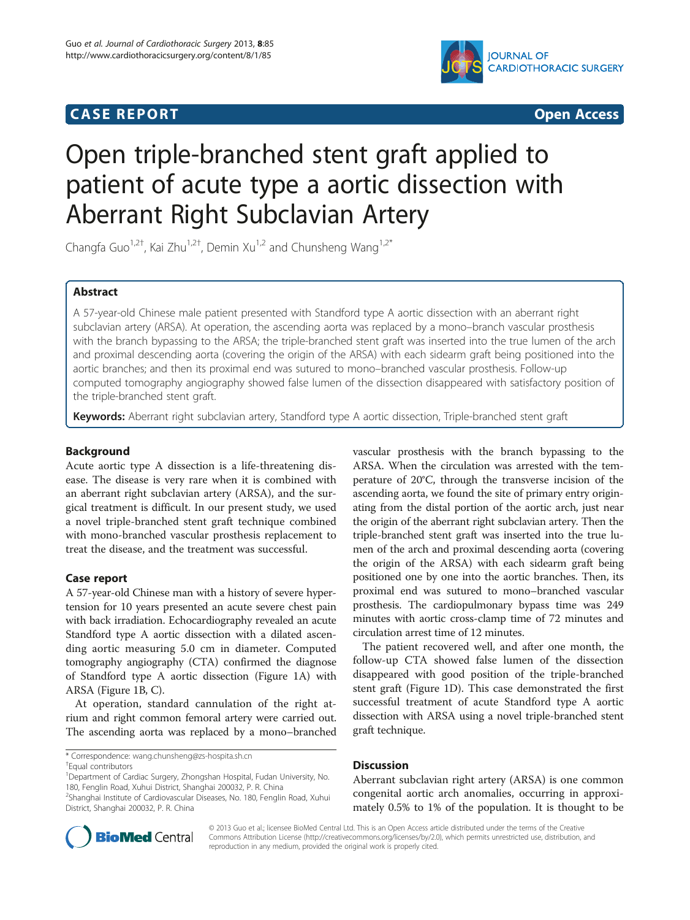CASE REPORT Open Access

# Open triple-branched stent graft applied to patient of acute type a aortic dissection with Aberrant Right Subclavian Artery

Changfa Guo[1,2†], Kai Zhu[1,2†], Demin Xu[1,2] and Chunsheng Wang[1,2*]

## Abstract

A 57-year-old Chinese male patient presented with Standford type A aortic dissection with an aberrant right subclavian artery (ARSA). At operation, the ascending aorta was replaced by a mono–branch vascular prosthesis with the branch bypassing to the ARSA; the triple-branched stent graft was inserted into the true lumen of the arch and proximal descending aorta (covering the origin of the ARSA) with each sidearm graft being positioned into the aortic branches; and then its proximal end was sutured to mono–branched vascular prosthesis. Follow-up computed tomography angiography showed false lumen of the dissection disappeared with satisfactory position of the triple-branched stent graft.

**Keywords:** Aberrant right subclavian artery, Standford type A aortic dissection, Triple-branched stent graft

## Background

Acute aortic type A dissection is a life-threatening disease. The disease is very rare when it is combined with an aberrant right subclavian artery (ARSA), and the surgical treatment is difficult. In our present study, we used a novel triple-branched stent graft technique combined with mono-branched vascular prosthesis replacement to treat the disease, and the treatment was successful.

## Case report

A 57-year-old Chinese man with a history of severe hypertension for 10 years presented an acute severe chest pain with back irradiation. Echocardiography revealed an acute Standford type A aortic dissection with a dilated ascending aortic measuring 5.0 cm in diameter. Computed tomography angiography (CTA) confirmed the diagnose of Standford type A aortic dissection (Figure 1A) with ARSA (Figure 1B, C).

At operation, standard cannulation of the right atrium and right common femoral artery were carried out. The ascending aorta was replaced by a mono–branched vascular prosthesis with the branch bypassing to the ARSA. When the circulation was arrested with the temperature of 20°C, through the transverse incision of the ascending aorta, we found the site of primary entry originating from the distal portion of the aortic arch, just near the origin of the aberrant right subclavian artery. Then the triple-branched stent graft was inserted into the true lumen of the arch and proximal descending aorta (covering the origin of the ARSA) with each sidearm graft being positioned one by one into the aortic branches. Then, its proximal end was sutured to mono–branched vascular prosthesis. The cardiopulmonary bypass time was 249 minutes with aortic cross-clamp time of 72 minutes and circulation arrest time of 12 minutes.

The patient recovered well, and after one month, the follow-up CTA showed false lumen of the dissection disappeared with good position of the triple-branched stent graft (Figure 1D). This case demonstrated the first successful treatment of acute Standford type A aortic dissection with ARSA using a novel triple-branched stent graft technique.

## Discussion

Aberrant subclavian right artery (ARSA) is one common congenital aortic arch anomalies, occurring in approximately 0.5% to 1% of the population. It is thought to be

\* Correspondence: wang.chunsheng@zs-hospita.sh.cn

†Equal contributors

[1]Department of Cardiac Surgery, Zhongshan Hospital, Fudan University, No. 180, Fenglin Road, Xuhui District, Shanghai 200032, P. R. China

[2]Shanghai Institute of Cardiovascular Diseases, No. 180, Fenglin Road, Xuhui District, Shanghai 200032, P. R. China

© 2013 Guo et al.; licensee BioMed Central Ltd. This is an Open Access article distributed under the terms of the Creative Commons Attribution License (http://creativecommons.org/licenses/by/2.0), which permits unrestricted use, distribution, and reproduction in any medium, provided the original work is properly cited.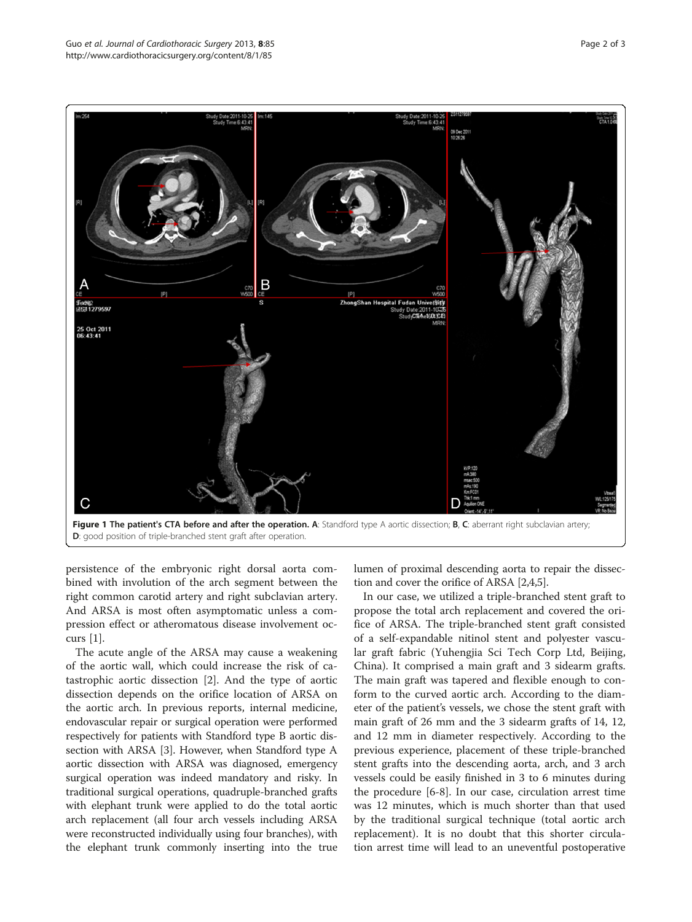**Figure 1 The patient's CTA before and after the operation. A**: Standford type A aortic dissection; **B**, **C**: aberrant right subclavian artery; **D**: good position of triple-branched stent graft after operation.

persistence of the embryonic right dorsal aorta combined with involution of the arch segment between the right common carotid artery and right subclavian artery. And ARSA is most often asymptomatic unless a compression effect or atheromatous disease involvement occurs [1].

The acute angle of the ARSA may cause a weakening of the aortic wall, which could increase the risk of catastrophic aortic dissection [2]. And the type of aortic dissection depends on the orifice location of ARSA on the aortic arch. In previous reports, internal medicine, endovascular repair or surgical operation were performed respectively for patients with Standford type B aortic dissection with ARSA [3]. However, when Standford type A aortic dissection with ARSA was diagnosed, emergency surgical operation was indeed mandatory and risky. In traditional surgical operations, quadruple-branched grafts with elephant trunk were applied to do the total aortic arch replacement (all four arch vessels including ARSA were reconstructed individually using four branches), with the elephant trunk commonly inserting into the true lumen of proximal descending aorta to repair the dissection and cover the orifice of ARSA [2,4,5].

In our case, we utilized a triple-branched stent graft to propose the total arch replacement and covered the orifice of ARSA. The triple-branched stent graft consisted of a self-expandable nitinol stent and polyester vascular graft fabric (Yuhengjia Sci Tech Corp Ltd, Beijing, China). It comprised a main graft and 3 sidearm grafts. The main graft was tapered and flexible enough to conform to the curved aortic arch. According to the diameter of the patient's vessels, we chose the stent graft with main graft of 26 mm and the 3 sidearm grafts of 14, 12, and 12 mm in diameter respectively. According to the previous experience, placement of these triple-branched stent grafts into the descending aorta, arch, and 3 arch vessels could be easily finished in 3 to 6 minutes during the procedure [6-8]. In our case, circulation arrest time was 12 minutes, which is much shorter than that used by the traditional surgical technique (total aortic arch replacement). It is no doubt that this shorter circulation arrest time will lead to an uneventful postoperative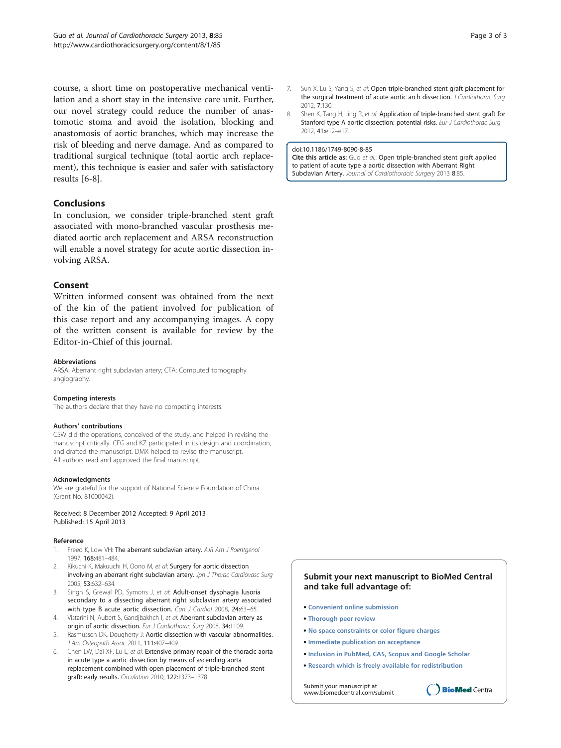course, a short time on postoperative mechanical ventilation and a short stay in the intensive care unit. Further, our novel strategy could reduce the number of anastomotic stoma and avoid the isolation, blocking and anastomosis of aortic branches, which may increase the risk of bleeding and nerve damage. And as compared to traditional surgical technique (total aortic arch replacement), this technique is easier and safer with satisfactory results [6-8].

## Conclusions

In conclusion, we consider triple-branched stent graft associated with mono-branched vascular prosthesis mediated aortic arch replacement and ARSA reconstruction will enable a novel strategy for acute aortic dissection involving ARSA.

## Consent

Written informed consent was obtained from the next of the kin of the patient involved for publication of this case report and any accompanying images. A copy of the written consent is available for review by the Editor-in-Chief of this journal.

#### Abbreviations

ARSA: Aberrant right subclavian artery; CTA: Computed tomography angiography.

#### Competing interests

The authors declare that they have no competing interests.

#### Authors' contributions

CSW did the operations, conceived of the study, and helped in revising the manuscript critically. CFG and KZ participated in its design and coordination, and drafted the manuscript. DMX helped to revise the manuscript. All authors read and approved the final manuscript.

#### Acknowledgments

We are grateful for the support of National Science Foundation of China (Grant No. 81000042).

Received: 8 December 2012 Accepted: 9 April 2013
Published: 15 April 2013

#### Reference

1. Freed K, Low VH: **The aberrant subclavian artery.** *AJR Am J Roentgenol* 1997, **168:**481–484.
2. Kikuchi K, Makuuchi H, Oono M, *et al*: **Surgery for aortic dissection involving an aberrant right subclavian artery.** *Jpn J Thorac Cardiovasc Surg* 2005, **53:**632–634.
3. Singh S, Grewal PD, Symons J, *et al*: **Adult-onset dysphagia lusoria secondary to a dissecting aberrant right subclavian artery associated with type B acute aortic dissection.** *Can J Cardiol* 2008, **24:**63–65.
4. Vistarini N, Aubert S, Gandjbakhch I, *et al*: **Aberrant subclavian artery as origin of aortic dissection.** *Eur J Cardiothorac Surg* 2008, **34:**1109.
5. Rasmussen DK, Dougherty J: **Aortic dissection with vascular abnormalities.** *J Am Osteopath Assoc* 2011, **111:**407–409.
6. Chen LW, Dai XF, Lu L, *et al*: **Extensive primary repair of the thoracic aorta in acute type a aortic dissection by means of ascending aorta replacement combined with open placement of triple-branched stent graft: early results.** *Circulation* 2010, **122:**1373–1378.
7. Sun X, Lu S, Yang S, *et al*: **Open triple-branched stent graft placement for the surgical treatment of acute aortic arch dissection.** *J Cardiothorac Surg* 2012, **7:**130.
8. Shen K, Tang H, Jing R, *et al*: **Application of triple-branched stent graft for Stanford type A aortic dissection: potential risks.** *Eur J Cardiothorac Surg* 2012, **41:**e12–e17.

doi:10.1186/1749-8090-8-85
**Cite this article as:** Guo *et al.*: Open triple-branched stent graft applied to patient of acute type a aortic dissection with Aberrant Right Subclavian Artery. *Journal of Cardiothoracic Surgery* 2013 **8**:85.

**Submit your next manuscript to BioMed Central and take full advantage of:**

- Convenient online submission
- Thorough peer review
- No space constraints or color figure charges
- Immediate publication on acceptance
- Inclusion in PubMed, CAS, Scopus and Google Scholar
- Research which is freely available for redistribution

Submit your manuscript at
www.biomedcentral.com/submit

BioMed Central